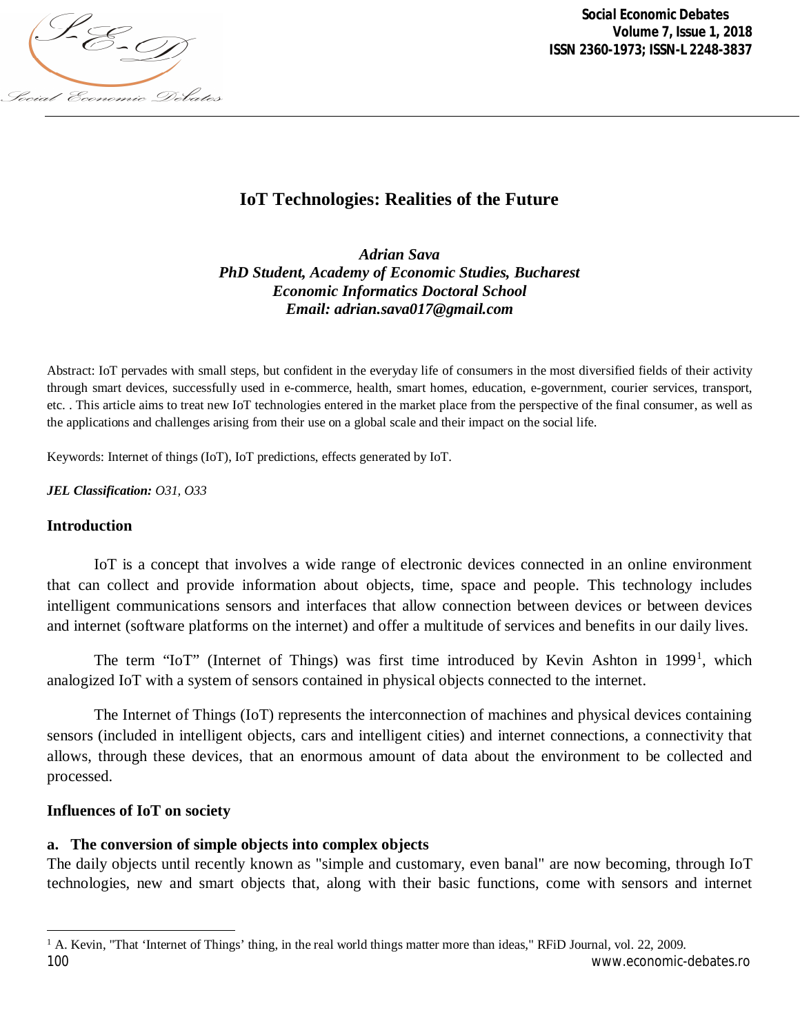# IoT Technologies: Realities of the Future

***Adrian Sava***
***PhD Student, Academy of Economic Studies, Bucharest***
***Economic Informatics Doctoral School***
***Email: adrian.sava017@gmail.com***

Abstract: IoT pervades with small steps, but confident in the everyday life of consumers in the most diversified fields of their activity through smart devices, successfully used in e-commerce, health, smart homes, education, e-government, courier services, transport, etc. . This article aims to treat new IoT technologies entered in the market place from the perspective of the final consumer, as well as the applications and challenges arising from their use on a global scale and their impact on the social life.

Keywords: Internet of things (IoT), IoT predictions, effects generated by IoT.

***JEL Classification:*** *O31, O33*

## Introduction

IoT is a concept that involves a wide range of electronic devices connected in an online environment that can collect and provide information about objects, time, space and people. This technology includes intelligent communications sensors and interfaces that allow connection between devices or between devices and internet (software platforms on the internet) and offer a multitude of services and benefits in our daily lives.

The term "IoT" (Internet of Things) was first time introduced by Kevin Ashton in 1999[1], which analogized IoT with a system of sensors contained in physical objects connected to the internet.

The Internet of Things (IoT) represents the interconnection of machines and physical devices containing sensors (included in intelligent objects, cars and intelligent cities) and internet connections, a connectivity that allows, through these devices, that an enormous amount of data about the environment to be collected and processed.

## Influences of IoT on society

### a. The conversion of simple objects into complex objects

The daily objects until recently known as "simple and customary, even banal" are now becoming, through IoT technologies, new and smart objects that, along with their basic functions, come with sensors and internet

[1] A. Kevin, "That 'Internet of Things' thing, in the real world things matter more than ideas," RFiD Journal, vol. 22, 2009.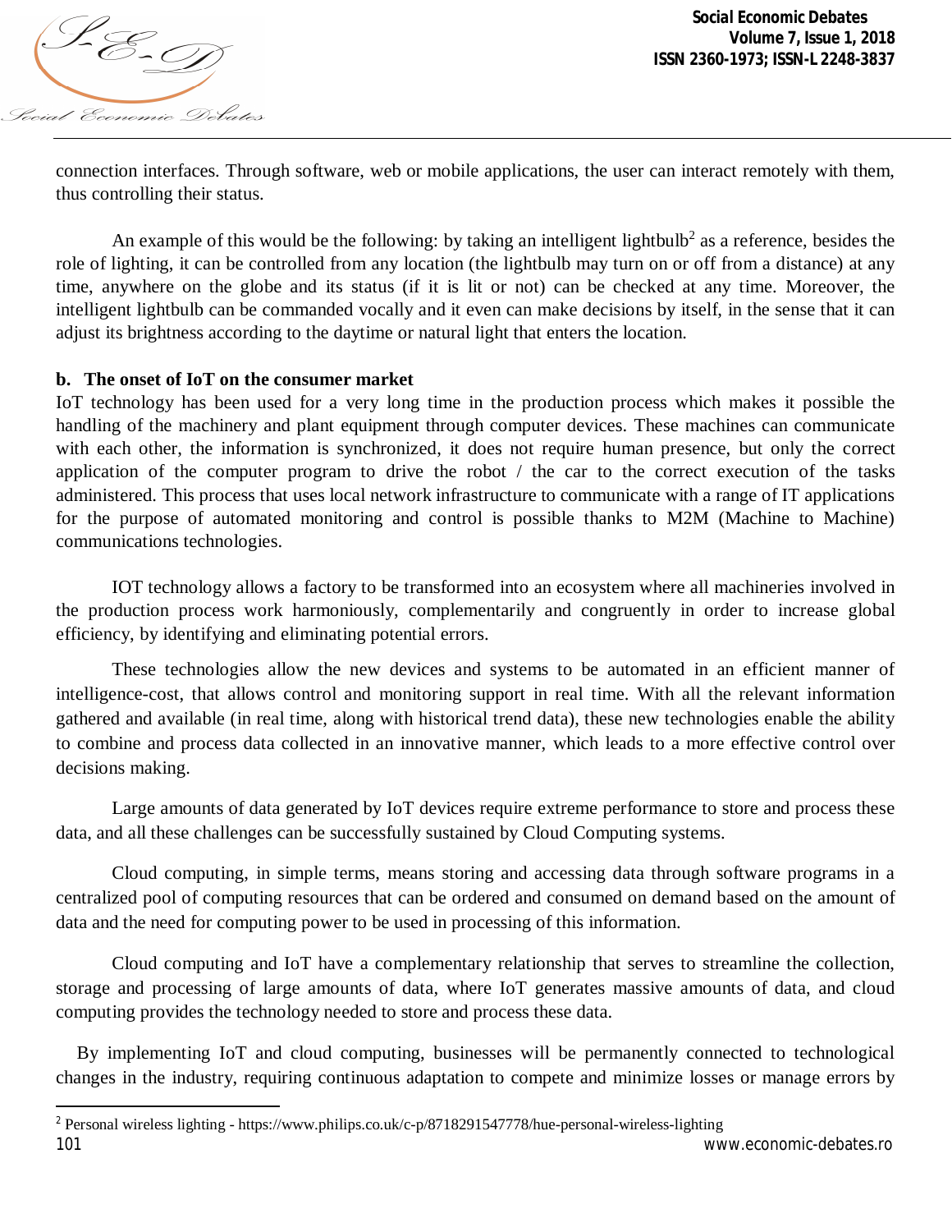connection interfaces. Through software, web or mobile applications, the user can interact remotely with them, thus controlling their status.

An example of this would be the following: by taking an intelligent lightbulb[2] as a reference, besides the role of lighting, it can be controlled from any location (the lightbulb may turn on or off from a distance) at any time, anywhere on the globe and its status (if it is lit or not) can be checked at any time. Moreover, the intelligent lightbulb can be commanded vocally and it even can make decisions by itself, in the sense that it can adjust its brightness according to the daytime or natural light that enters the location.

**b. The onset of IoT on the consumer market**

IoT technology has been used for a very long time in the production process which makes it possible the handling of the machinery and plant equipment through computer devices. These machines can communicate with each other, the information is synchronized, it does not require human presence, but only the correct application of the computer program to drive the robot / the car to the correct execution of the tasks administered. This process that uses local network infrastructure to communicate with a range of IT applications for the purpose of automated monitoring and control is possible thanks to M2M (Machine to Machine) communications technologies.

IOT technology allows a factory to be transformed into an ecosystem where all machineries involved in the production process work harmoniously, complementarily and congruently in order to increase global efficiency, by identifying and eliminating potential errors.

These technologies allow the new devices and systems to be automated in an efficient manner of intelligence-cost, that allows control and monitoring support in real time. With all the relevant information gathered and available (in real time, along with historical trend data), these new technologies enable the ability to combine and process data collected in an innovative manner, which leads to a more effective control over decisions making.

Large amounts of data generated by IoT devices require extreme performance to store and process these data, and all these challenges can be successfully sustained by Cloud Computing systems.

Cloud computing, in simple terms, means storing and accessing data through software programs in a centralized pool of computing resources that can be ordered and consumed on demand based on the amount of data and the need for computing power to be used in processing of this information.

Cloud computing and IoT have a complementary relationship that serves to streamline the collection, storage and processing of large amounts of data, where IoT generates massive amounts of data, and cloud computing provides the technology needed to store and process these data.

By implementing IoT and cloud computing, businesses will be permanently connected to technological changes in the industry, requiring continuous adaptation to compete and minimize losses or manage errors by

---

[2] Personal wireless lighting - https://www.philips.co.uk/c-p/8718291547778/hue-personal-wireless-lighting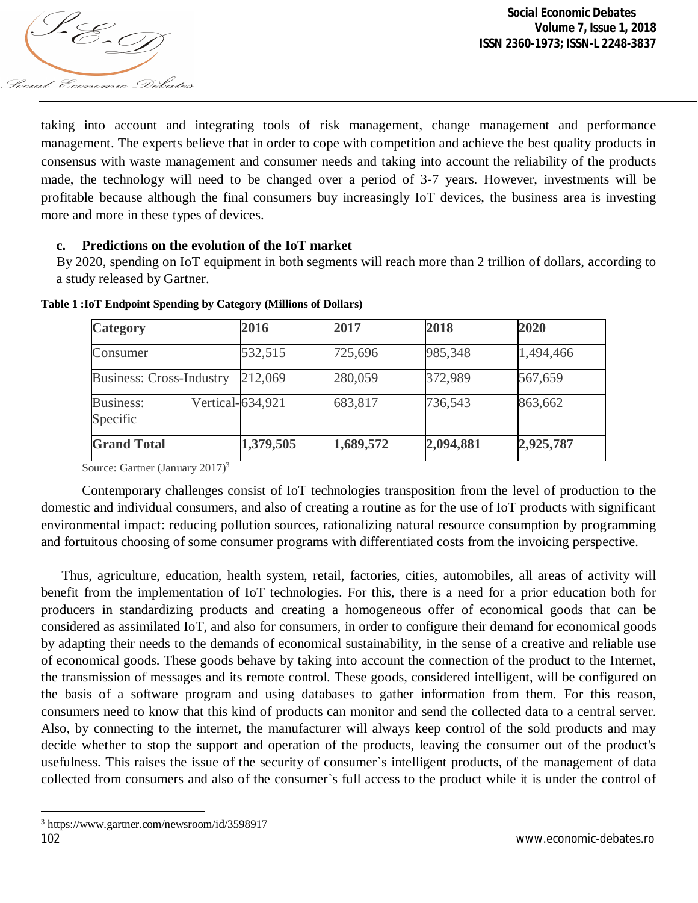taking into account and integrating tools of risk management, change management and performance management. The experts believe that in order to cope with competition and achieve the best quality products in consensus with waste management and consumer needs and taking into account the reliability of the products made, the technology will need to be changed over a period of 3-7 years. However, investments will be profitable because although the final consumers buy increasingly IoT devices, the business area is investing more and more in these types of devices.

### c. Predictions on the evolution of the IoT market

By 2020, spending on IoT equipment in both segments will reach more than 2 trillion of dollars, according to a study released by Gartner.

**Table 1 :IoT Endpoint Spending by Category (Millions of Dollars)**

| **Category** | **2016** | **2017** | **2018** | **2020** |
|---|---|---|---|---|
| Consumer | 532,515 | 725,696 | 985,348 | 1,494,466 |
| Business: Cross-Industry | 212,069 | 280,059 | 372,989 | 567,659 |
| Business: Vertical-Specific | 634,921 | 683,817 | 736,543 | 863,662 |
| **Grand Total** | **1,379,505** | **1,689,572** | **2,094,881** | **2,925,787** |

Source: Gartner (January 2017)[3]

Contemporary challenges consist of IoT technologies transposition from the level of production to the domestic and individual consumers, and also of creating a routine as for the use of IoT products with significant environmental impact: reducing pollution sources, rationalizing natural resource consumption by programming and fortuitous choosing of some consumer programs with differentiated costs from the invoicing perspective.

Thus, agriculture, education, health system, retail, factories, cities, automobiles, all areas of activity will benefit from the implementation of IoT technologies. For this, there is a need for a prior education both for producers in standardizing products and creating a homogeneous offer of economical goods that can be considered as assimilated IoT, and also for consumers, in order to configure their demand for economical goods by adapting their needs to the demands of economical sustainability, in the sense of a creative and reliable use of economical goods. These goods behave by taking into account the connection of the product to the Internet, the transmission of messages and its remote control. These goods, considered intelligent, will be configured on the basis of a software program and using databases to gather information from them. For this reason, consumers need to know that this kind of products can monitor and send the collected data to a central server. Also, by connecting to the internet, the manufacturer will always keep control of the sold products and may decide whether to stop the support and operation of the products, leaving the consumer out of the product's usefulness. This raises the issue of the security of consumer`s intelligent products, of the management of data collected from consumers and also of the consumer`s full access to the product while it is under the control of

[3] https://www.gartner.com/newsroom/id/3598917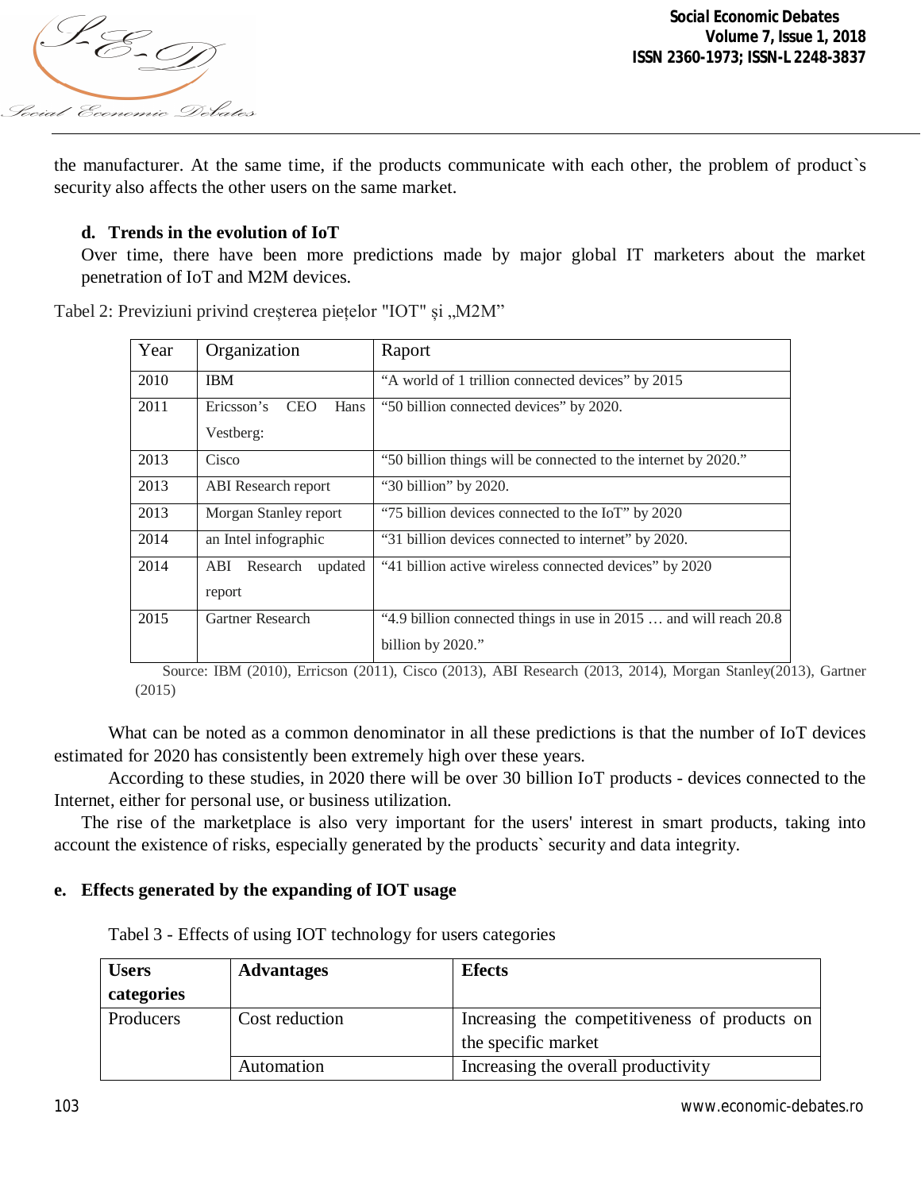the manufacturer. At the same time, if the products communicate with each other, the problem of product`s security also affects the other users on the same market.

### d. Trends in the evolution of IoT

Over time, there have been more predictions made by major global IT marketers about the market penetration of IoT and M2M devices.

Tabel 2: Previziuni privind creșterea piețelor "IOT" și „M2M"

| Year | Organization | Raport |
|---|---|---|
| 2010 | IBM | "A world of 1 trillion connected devices" by 2015 |
| 2011 | Ericsson's CEO Hans Vestberg: | "50 billion connected devices" by 2020. |
| 2013 | Cisco | "50 billion things will be connected to the internet by 2020." |
| 2013 | ABI Research report | "30 billion" by 2020. |
| 2013 | Morgan Stanley report | "75 billion devices connected to the IoT" by 2020 |
| 2014 | an Intel infographic | "31 billion devices connected to internet" by 2020. |
| 2014 | ABI Research updated report | "41 billion active wireless connected devices" by 2020 |
| 2015 | Gartner Research | "4.9 billion connected things in use in 2015 … and will reach 20.8 billion by 2020." |

Source: IBM (2010), Erricson (2011), Cisco (2013), ABI Research (2013, 2014), Morgan Stanley(2013), Gartner (2015)

What can be noted as a common denominator in all these predictions is that the number of IoT devices estimated for 2020 has consistently been extremely high over these years.

According to these studies, in 2020 there will be over 30 billion IoT products - devices connected to the Internet, either for personal use, or business utilization.

The rise of the marketplace is also very important for the users' interest in smart products, taking into account the existence of risks, especially generated by the products` security and data integrity.

### e. Effects generated by the expanding of IOT usage

Tabel 3 - Effects of using IOT technology for users categories

| Users categories | Advantages | Efects |
|---|---|---|
| Producers | Cost reduction | Increasing the competitiveness of products on the specific market |
| | Automation | Increasing the overall productivity |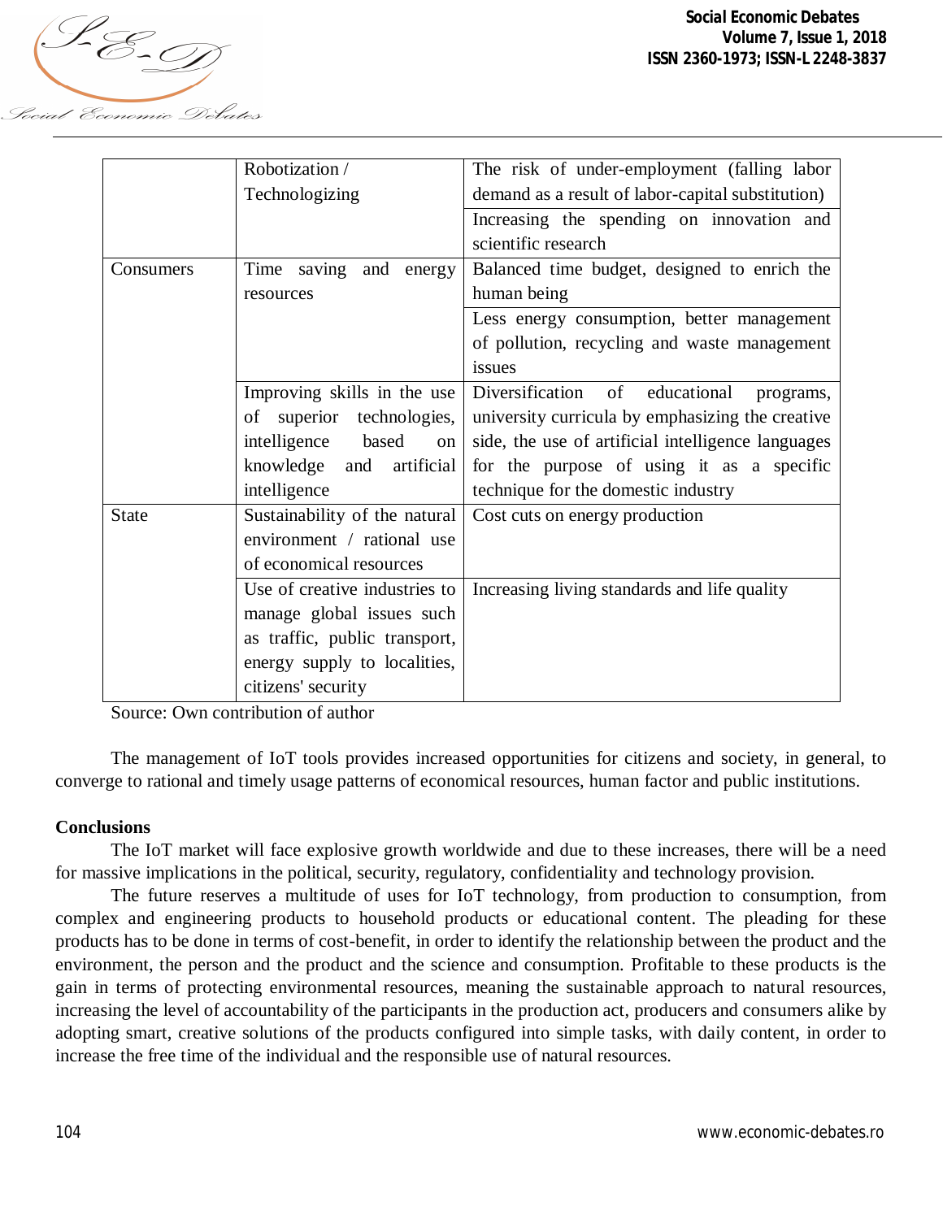| | | |
|---|---|---|
| | Robotization / Technologizing | The risk of under-employment (falling labor demand as a result of labor-capital substitution) |
| | | Increasing the spending on innovation and scientific research |
| Consumers | Time saving and energy resources | Balanced time budget, designed to enrich the human being |
| | | Less energy consumption, better management of pollution, recycling and waste management issues |
| | Improving skills in the use of superior technologies, intelligence based on knowledge and artificial intelligence | Diversification of educational programs, university curricula by emphasizing the creative side, the use of artificial intelligence languages for the purpose of using it as a specific technique for the domestic industry |
| State | Sustainability of the natural environment / rational use of economical resources | Cost cuts on energy production |
| | Use of creative industries to manage global issues such as traffic, public transport, energy supply to localities, citizens' security | Increasing living standards and life quality |

Source: Own contribution of author

The management of IoT tools provides increased opportunities for citizens and society, in general, to converge to rational and timely usage patterns of economical resources, human factor and public institutions.

**Conclusions**

The IoT market will face explosive growth worldwide and due to these increases, there will be a need for massive implications in the political, security, regulatory, confidentiality and technology provision.

The future reserves a multitude of uses for IoT technology, from production to consumption, from complex and engineering products to household products or educational content. The pleading for these products has to be done in terms of cost-benefit, in order to identify the relationship between the product and the environment, the person and the product and the science and consumption. Profitable to these products is the gain in terms of protecting environmental resources, meaning the sustainable approach to natural resources, increasing the level of accountability of the participants in the production act, producers and consumers alike by adopting smart, creative solutions of the products configured into simple tasks, with daily content, in order to increase the free time of the individual and the responsible use of natural resources.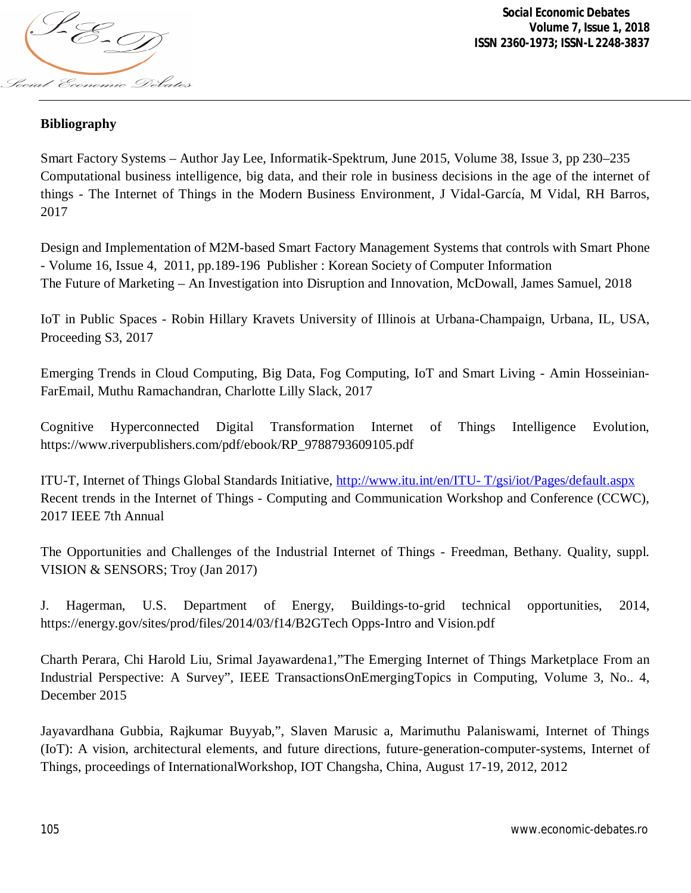**Bibliography**

Smart Factory Systems – Author Jay Lee, Informatik-Spektrum, June 2015, Volume 38, Issue 3, pp 230–235
Computational business intelligence, big data, and their role in business decisions in the age of the internet of things - The Internet of Things in the Modern Business Environment, J Vidal-García, M Vidal, RH Barros, 2017

Design and Implementation of M2M-based Smart Factory Management Systems that controls with Smart Phone - Volume 16, Issue 4, 2011, pp.189-196 Publisher : Korean Society of Computer Information
The Future of Marketing – An Investigation into Disruption and Innovation, McDowall, James Samuel, 2018

IoT in Public Spaces - Robin Hillary Kravets University of Illinois at Urbana-Champaign, Urbana, IL, USA, Proceeding S3, 2017

Emerging Trends in Cloud Computing, Big Data, Fog Computing, IoT and Smart Living - Amin Hosseinian-FarEmail, Muthu Ramachandran, Charlotte Lilly Slack, 2017

Cognitive Hyperconnected Digital Transformation Internet of Things Intelligence Evolution, https://www.riverpublishers.com/pdf/ebook/RP_9788793609105.pdf

ITU-T, Internet of Things Global Standards Initiative, [http://www.itu.int/en/ITU- T/gsi/iot/Pages/default.aspx](http://www.itu.int/en/ITU-T/gsi/iot/Pages/default.aspx)
Recent trends in the Internet of Things - Computing and Communication Workshop and Conference (CCWC), 2017 IEEE 7th Annual

The Opportunities and Challenges of the Industrial Internet of Things - Freedman, Bethany. Quality, suppl. VISION & SENSORS; Troy (Jan 2017)

J. Hagerman, U.S. Department of Energy, Buildings-to-grid technical opportunities, 2014, https://energy.gov/sites/prod/files/2014/03/f14/B2GTech Opps-Intro and Vision.pdf

Charth Perara, Chi Harold Liu, Srimal Jayawardena1,"The Emerging Internet of Things Marketplace From an Industrial Perspective: A Survey", IEEE TransactionsOnEmergingTopics in Computing, Volume 3, No.. 4, December 2015

Jayavardhana Gubbia, Rajkumar Buyyab,", Slaven Marusic a, Marimuthu Palaniswami, Internet of Things (IoT): A vision, architectural elements, and future directions, future-generation-computer-systems, Internet of Things, proceedings of InternationalWorkshop, IOT Changsha, China, August 17-19, 2012, 2012